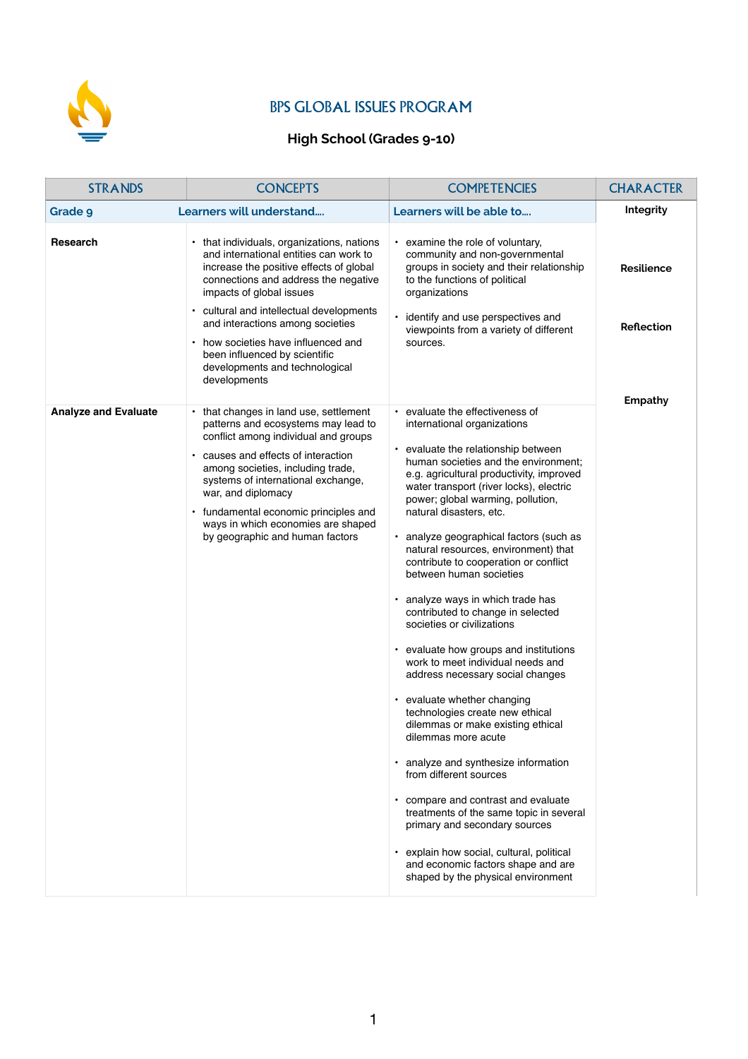# BPS GLOBAL ISSUES PROGRAM

## High School (Grades 9-10)

| STRANDS | CONCEPTS | COMPETENCIES | CHARACTER |
|---|---|---|---|
| **Grade 9** | **Learners will understand….** | **Learners will be able to….** | **Integrity** |
| **Research** | • that individuals, organizations, nations and international entities can work to increase the positive effects of global connections and address the negative impacts of global issues<br>• cultural and intellectual developments and interactions among societies<br>• how societies have influenced and been influenced by scientific developments and technological developments | • examine the role of voluntary, community and non-governmental groups in society and their relationship to the functions of political organizations<br>• identify and use perspectives and viewpoints from a variety of different sources. | **Resilience**<br><br>**Reflection**<br><br>**Empathy** |
| **Analyze and Evaluate** | • that changes in land use, settlement patterns and ecosystems may lead to conflict among individual and groups<br>• causes and effects of interaction among societies, including trade, systems of international exchange, war, and diplomacy<br>• fundamental economic principles and ways in which economies are shaped by geographic and human factors | • evaluate the effectiveness of international organizations<br>• evaluate the relationship between human societies and the environment; e.g. agricultural productivity, improved water transport (river locks), electric power; global warming, pollution, natural disasters, etc.<br>• analyze geographical factors (such as natural resources, environment) that contribute to cooperation or conflict between human societies<br>• analyze ways in which trade has contributed to change in selected societies or civilizations<br>• evaluate how groups and institutions work to meet individual needs and address necessary social changes<br>• evaluate whether changing technologies create new ethical dilemmas or make existing ethical dilemmas more acute<br>• analyze and synthesize information from different sources<br>• compare and contrast and evaluate treatments of the same topic in several primary and secondary sources<br>• explain how social, cultural, political and economic factors shape and are shaped by the physical environment | |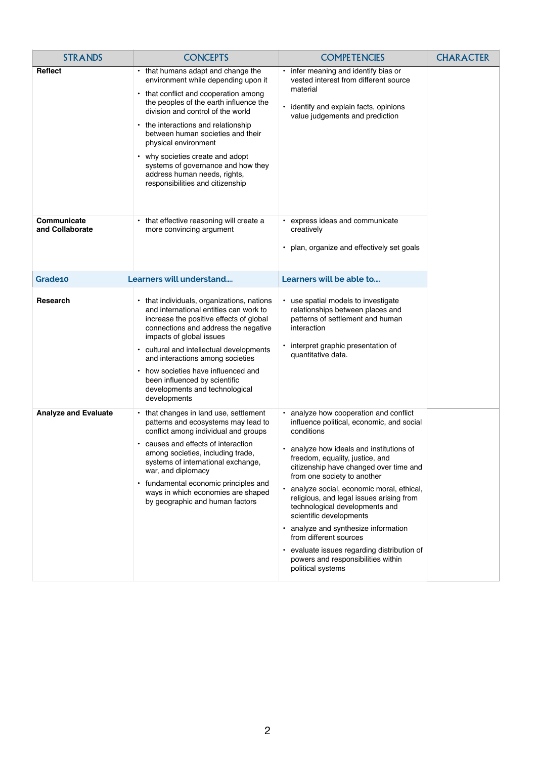| STRANDS | CONCEPTS | COMPETENCIES | CHARACTER |
|---|---|---|---|
| **Reflect** | • that humans adapt and change the environment while depending upon it<br>• that conflict and cooperation among the peoples of the earth influence the division and control of the world<br>• the interactions and relationship between human societies and their physical environment<br>• why societies create and adopt systems of governance and how they address human needs, rights, responsibilities and citizenship | • infer meaning and identify bias or vested interest from different source material<br>• identify and explain facts, opinions value judgements and prediction | |
| **Communicate and Collaborate** | • that effective reasoning will create a more convincing argument | • express ideas and communicate creatively<br>• plan, organize and effectively set goals | |
| **Grade10** | **Learners will understand....** | **Learners will be able to....** | |
| **Research** | • that individuals, organizations, nations and international entities can work to increase the positive effects of global connections and address the negative impacts of global issues<br>• cultural and intellectual developments and interactions among societies<br>• how societies have influenced and been influenced by scientific developments and technological developments | • use spatial models to investigate relationships between places and patterns of settlement and human interaction<br>• interpret graphic presentation of quantitative data. | |
| **Analyze and Evaluate** | • that changes in land use, settlement patterns and ecosystems may lead to conflict among individual and groups<br>• causes and effects of interaction among societies, including trade, systems of international exchange, war, and diplomacy<br>• fundamental economic principles and ways in which economies are shaped by geographic and human factors | • analyze how cooperation and conflict influence political, economic, and social conditions<br>• analyze how ideals and institutions of freedom, equality, justice, and citizenship have changed over time and from one society to another<br>• analyze social, economic moral, ethical, religious, and legal issues arising from technological developments and scientific developments<br>• analyze and synthesize information from different sources<br>• evaluate issues regarding distribution of powers and responsibilities within political systems | |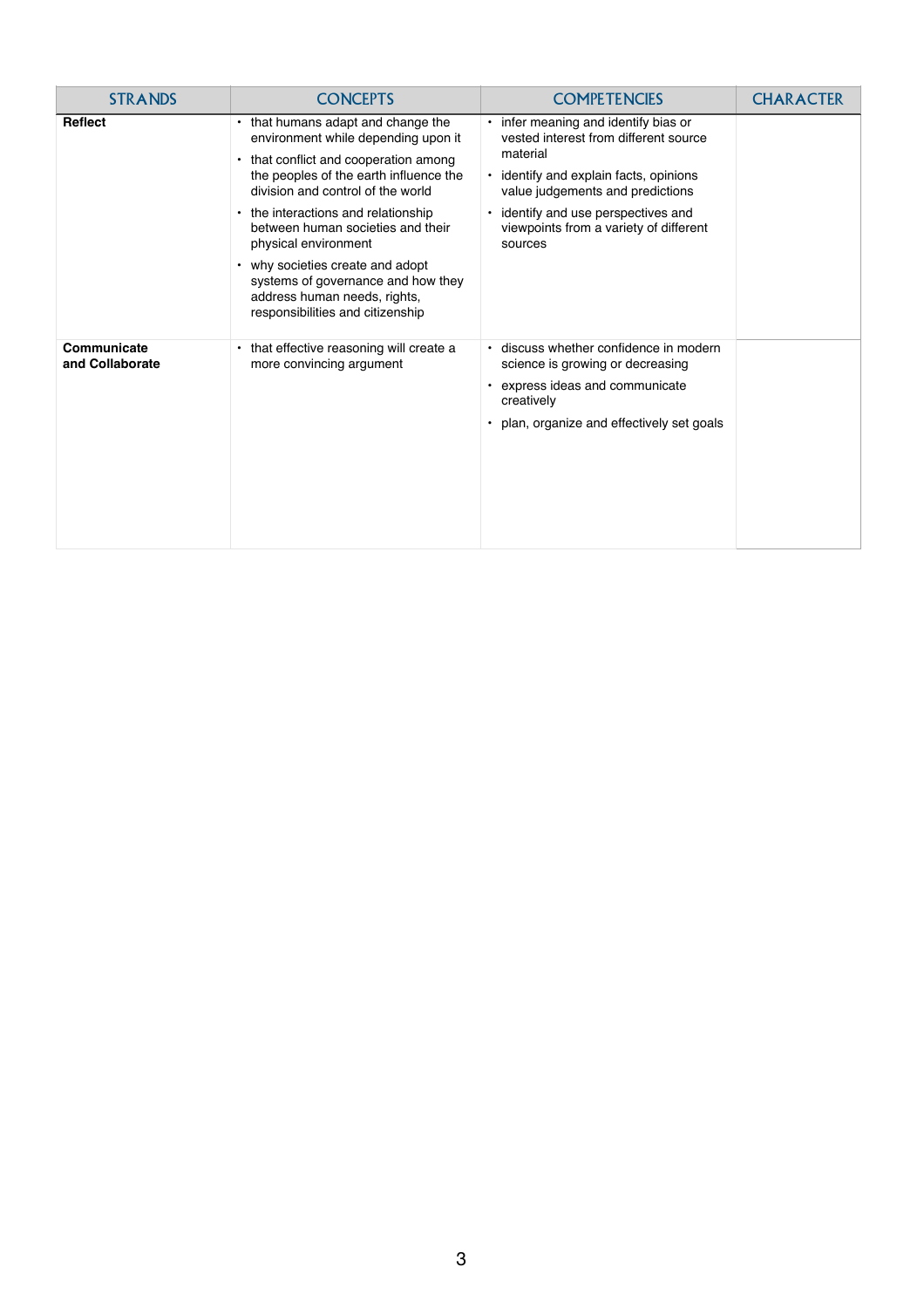| STRANDS | CONCEPTS | COMPETENCIES | CHARACTER |
|---|---|---|---|
| **Reflect** | • that humans adapt and change the environment while depending upon it<br>• that conflict and cooperation among the peoples of the earth influence the division and control of the world<br>• the interactions and relationship between human societies and their physical environment<br>• why societies create and adopt systems of governance and how they address human needs, rights, responsibilities and citizenship | • infer meaning and identify bias or vested interest from different source material<br>• identify and explain facts, opinions value judgements and predictions<br>• identify and use perspectives and viewpoints from a variety of different sources | |
| **Communicate and Collaborate** | • that effective reasoning will create a more convincing argument | • discuss whether confidence in modern science is growing or decreasing<br>• express ideas and communicate creatively<br>• plan, organize and effectively set goals | |